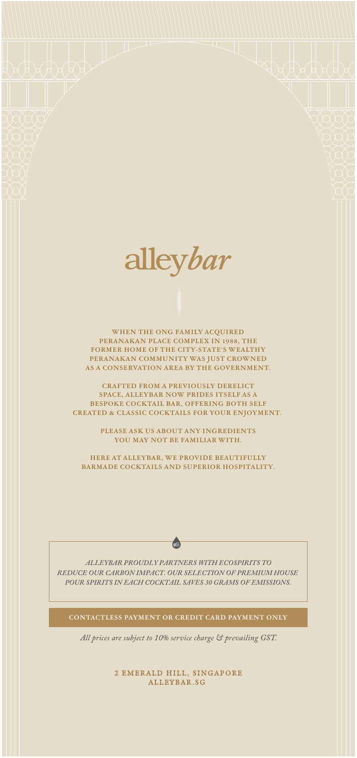# alleybar

WHEN THE ONG FAMILY ACQUIRED PERANAKAN PLACE COMPLEX IN 1988, THE FORMER HOME OF THE CITY-STATE'S WEALTHY PERANAKAN COMMUNITY WAS JUST CROWNED AS A CONSERVATION AREA BY THE GOVERNMENT.

CRAFTED FROM A PREVIOUSLY DERELICT SPACE, ALLEYBAR NOW PRIDES ITSELF AS A BESPOKE COCKTAIL BAR, OFFERING BOTH SELF CREATED & CLASSIC COCKTAILS FOR YOUR ENJOYMENT.

PLEASE ASK US ABOUT ANY INGREDIENTS YOU MAY NOT BE FAMILIAR WITH.

HERE AT ALLEYBAR, WE PROVIDE BEAUTIFULLY BARMADE COCKTAILS AND SUPERIOR HOSPITALITY.

*ALLEYBAR PROUDLY PARTNERS WITH ECOSPIRITS TO REDUCE OUR CARBON IMPACT. OUR SELECTION OF PREMIUM HOUSE POUR SPIRITS IN EACH COCKTAIL SAVES 30 GRAMS OF EMISSIONS.*

**CONTACTLESS PAYMENT OR CREDIT CARD PAYMENT ONLY**

*All prices are subject to 10% service charge & prevailing GST.*

2 EMERALD HILL, SINGAPORE
ALLEYBAR.SG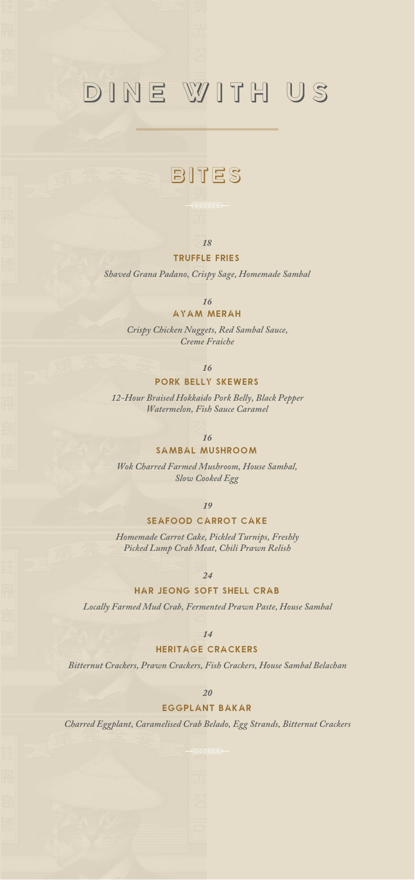# DINE WITH US

## BITES

*18*

### TRUFFLE FRIES

*Shaved Grana Padano, Crispy Sage, Homemade Sambal*

*16*

### AYAM MERAH

*Crispy Chicken Nuggets, Red Sambal Sauce, Creme Fraiche*

*16*

### PORK BELLY SKEWERS

*12-Hour Braised Hokkaido Pork Belly, Black Pepper Watermelon, Fish Sauce Caramel*

*16*

### SAMBAL MUSHROOM

*Wok Charred Farmed Mushroom, House Sambal, Slow Cooked Egg*

*19*

### SEAFOOD CARROT CAKE

*Homemade Carrot Cake, Pickled Turnips, Freshly Picked Lump Crab Meat, Chili Prawn Relish*

*24*

### HAR JEONG SOFT SHELL CRAB

*Locally Farmed Mud Crab, Fermented Prawn Paste, House Sambal*

*14*

### HERITAGE CRACKERS

*Bitternut Crackers, Prawn Crackers, Fish Crackers, House Sambal Belachan*

*20*

### EGGPLANT BAKAR

*Charred Eggplant, Caramelised Crab Belado, Egg Strands, Bitternut Crackers*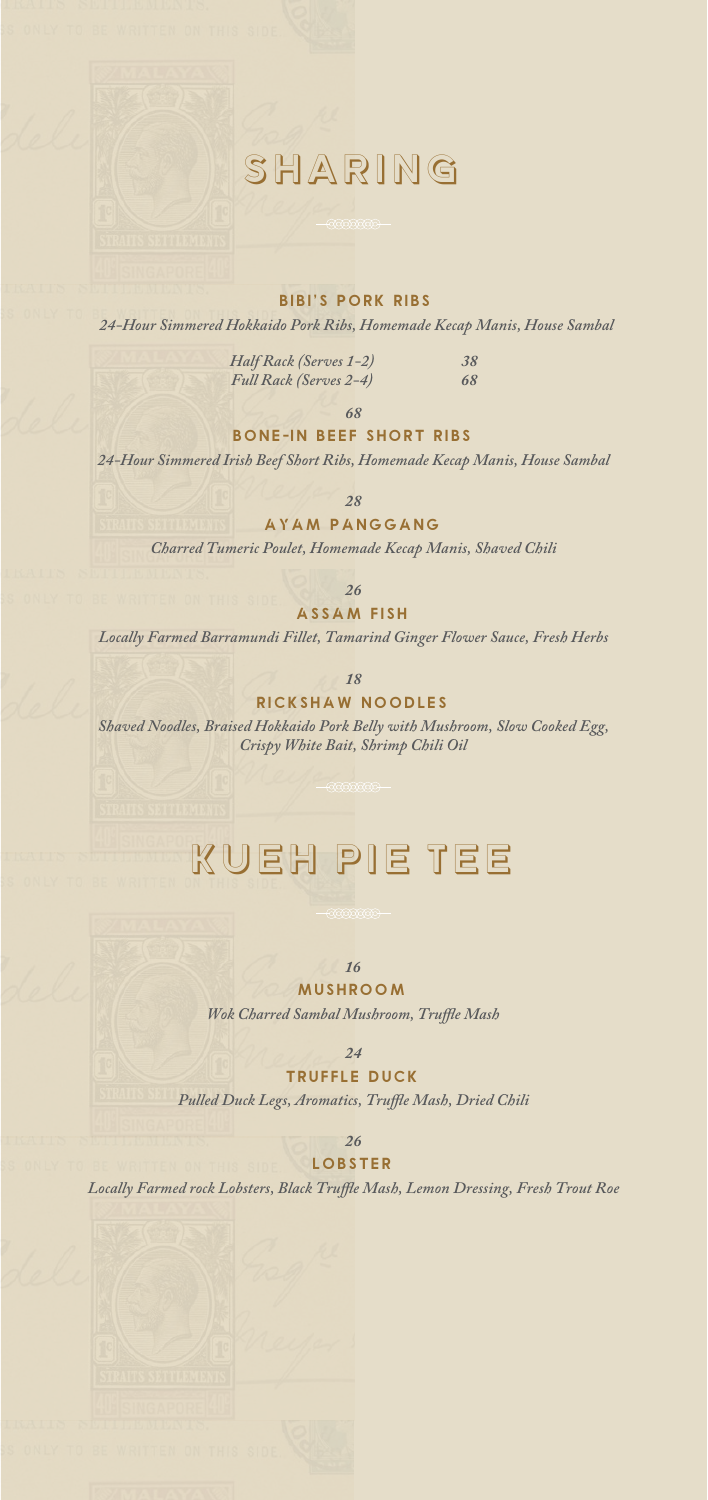# SHARING

## BIBI'S PORK RIBS

*24-Hour Simmered Hokkaido Pork Ribs, Homemade Kecap Manis, House Sambal*

| | |
|---|---|
| *Half Rack (Serves 1-2)* | *38* |
| *Full Rack (Serves 2-4)* | *68* |

*68*

## BONE-IN BEEF SHORT RIBS

*24-Hour Simmered Irish Beef Short Ribs, Homemade Kecap Manis, House Sambal*

*28*

## AYAM PANGGANG

*Charred Tumeric Poulet, Homemade Kecap Manis, Shaved Chili*

*26*

## ASSAM FISH

*Locally Farmed Barramundi Fillet, Tamarind Ginger Flower Sauce, Fresh Herbs*

*18*

## RICKSHAW NOODLES

*Shaved Noodles, Braised Hokkaido Pork Belly with Mushroom, Slow Cooked Egg, Crispy White Bait, Shrimp Chili Oil*

# KUEH PIE TEE

*16*

## MUSHROOM

*Wok Charred Sambal Mushroom, Truffle Mash*

*24*

## TRUFFLE DUCK

*Pulled Duck Legs, Aromatics, Truffle Mash, Dried Chili*

*26*

## LOBSTER

*Locally Farmed rock Lobsters, Black Truffle Mash, Lemon Dressing, Fresh Trout Roe*